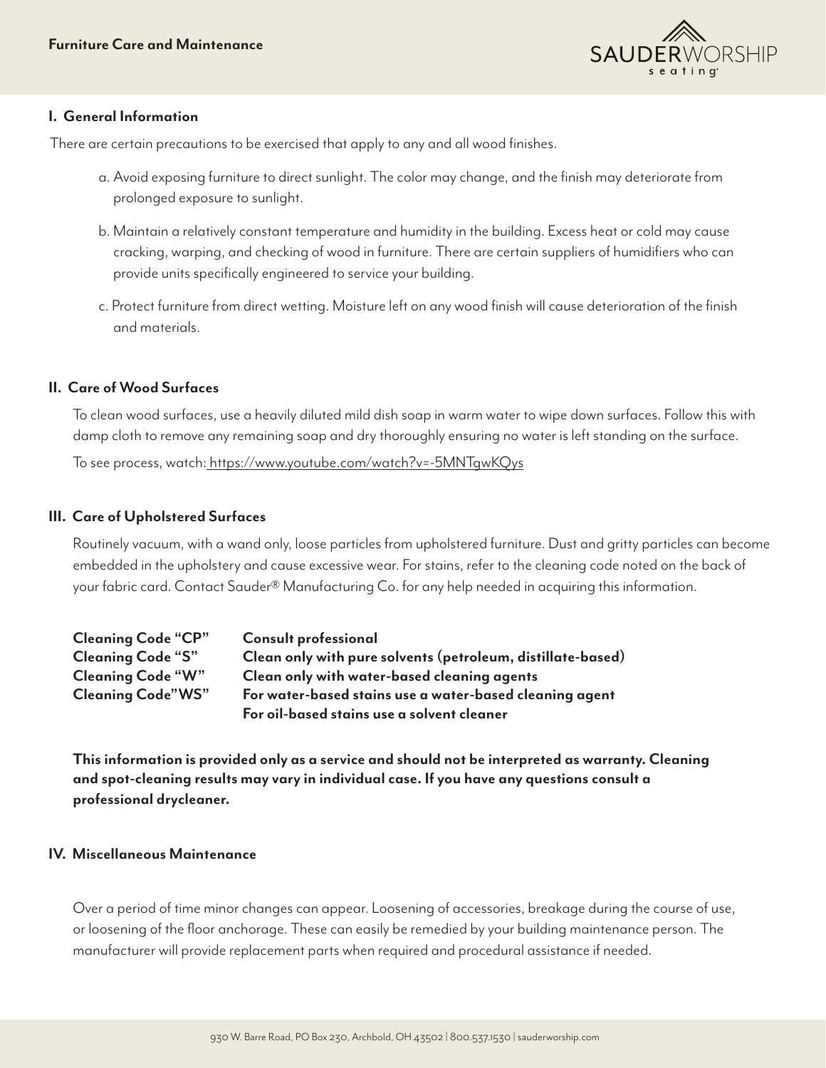# Furniture Care and Maintenance

SAUDERWORSHIP seating

## I. General Information

There are certain precautions to be exercised that apply to any and all wood finishes.

a. Avoid exposing furniture to direct sunlight. The color may change, and the finish may deteriorate from prolonged exposure to sunlight.

b. Maintain a relatively constant temperature and humidity in the building. Excess heat or cold may cause cracking, warping, and checking of wood in furniture. There are certain suppliers of humidifiers who can provide units specifically engineered to service your building.

c. Protect furniture from direct wetting. Moisture left on any wood finish will cause deterioration of the finish and materials.

## II. Care of Wood Surfaces

To clean wood surfaces, use a heavily diluted mild dish soap in warm water to wipe down surfaces. Follow this with damp cloth to remove any remaining soap and dry thoroughly ensuring no water is left standing on the surface.

To see process, watch: https://www.youtube.com/watch?v=-5MNTgwKQys

## III. Care of Upholstered Surfaces

Routinely vacuum, with a wand only, loose particles from upholstered furniture. Dust and gritty particles can become embedded in the upholstery and cause excessive wear. For stains, refer to the cleaning code noted on the back of your fabric card. Contact Sauder® Manufacturing Co. for any help needed in acquiring this information.

| | |
|---|---|
| **Cleaning Code "CP"** | **Consult professional** |
| **Cleaning Code "S"** | **Clean only with pure solvents (petroleum, distillate-based)** |
| **Cleaning Code "W"** | **Clean only with water-based cleaning agents** |
| **Cleaning Code"WS"** | **For water-based stains use a water-based cleaning agent**<br>**For oil-based stains use a solvent cleaner** |

**This information is provided only as a service and should not be interpreted as warranty. Cleaning and spot-cleaning results may vary in individual case. If you have any questions consult a professional drycleaner.**

## IV. Miscellaneous Maintenance

Over a period of time minor changes can appear. Loosening of accessories, breakage during the course of use, or loosening of the floor anchorage. These can easily be remedied by your building maintenance person. The manufacturer will provide replacement parts when required and procedural assistance if needed.

930 W. Barre Road, PO Box 230, Archbold, OH 43502 | 800.537.1530 | sauderworship.com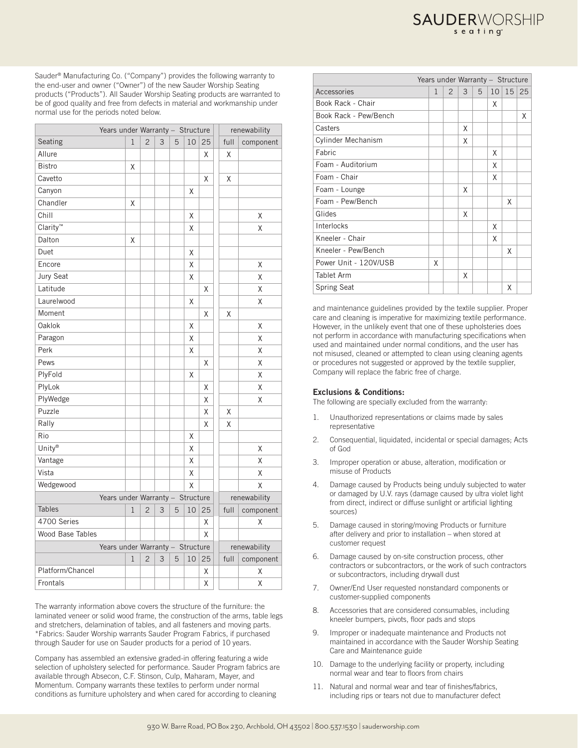Sauder® Manufacturing Co. ("Company") provides the following warranty to the end-user and owner ("Owner") of the new Sauder Worship Seating products ("Products"). All Sauder Worship Seating products are warranted to be of good quality and free from defects in material and workmanship under normal use for the periods noted below.

| Years under Warranty – Structure | | | | | | | renewability | |
|---|---|---|---|---|---|---|---|---|
| Seating | 1 | 2 | 3 | 5 | 10 | 25 | full | component |
| Allure | | | | | | X | X | |
| Bistro | X | | | | | | | |
| Cavetto | | | | | | X | X | |
| Canyon | | | | | X | | | |
| Chandler | X | | | | | | | |
| Chill | | | | | X | | | X |
| Clarity™ | | | | | X | | | X |
| Dalton | X | | | | | | | |
| Duet | | | | | X | | | |
| Encore | | | | | X | | | X |
| Jury Seat | | | | | X | | | X |
| Latitude | | | | | | X | | X |
| Laurelwood | | | | | X | | | X |
| Moment | | | | | | X | X | |
| Oaklok | | | | | X | | | X |
| Paragon | | | | | X | | | X |
| Perk | | | | | X | | | X |
| Pews | | | | | | X | | X |
| PlyFold | | | | | X | | | X |
| PlyLok | | | | | | X | | X |
| PlyWedge | | | | | | X | | X |
| Puzzle | | | | | | X | X | |
| Rally | | | | | | X | X | |
| Rio | | | | | X | | | |
| Unity® | | | | | X | | | X |
| Vantage | | | | | X | | | X |
| Vista | | | | | X | | | X |
| Wedgewood | | | | | X | | | X |
| **Years under Warranty – Structure** | | | | | | | **renewability** | |
| Tables | 1 | 2 | 3 | 5 | 10 | 25 | full | component |
| 4700 Series | | | | | | X | | X |
| Wood Base Tables | | | | | | X | | |
| **Years under Warranty – Structure** | | | | | | | **renewability** | |
| | 1 | 2 | 3 | 5 | 10 | 25 | full | component |
| Platform/Chancel | | | | | | X | | X |
| Frontals | | | | | | X | | X |

The warranty information above covers the structure of the furniture: the laminated veneer or solid wood frame, the construction of the arms, table legs and stretchers, delamination of tables, and all fasteners and moving parts. *Fabrics: Sauder Worship warrants Sauder Program Fabrics, if purchased through Sauder for use on Sauder products for a period of 10 years.

Company has assembled an extensive graded-in offering featuring a wide selection of upholstery selected for performance. Sauder Program fabrics are available through Absecon, C.F. Stinson, Culp, Maharam, Mayer, and Momentum. Company warrants these textiles to perform under normal conditions as furniture upholstery and when cared for according to cleaning and maintenance guidelines provided by the textile supplier. Proper care and cleaning is imperative for maximizing textile performance. However, in the unlikely event that one of these upholsteries does not perform in accordance with manufacturing specifications when used and maintained under normal conditions, and the user has not misused, cleaned or attempted to clean using cleaning agents or procedures not suggested or approved by the textile supplier, Company will replace the fabric free of charge.

| Years under Warranty – Structure | | | | | | | |
|---|---|---|---|---|---|---|---|
| Accessories | 1 | 2 | 3 | 5 | 10 | 15 | 25 |
| Book Rack - Chair | | | | | X | | |
| Book Rack - Pew/Bench | | | | | | | X |
| Casters | | | X | | | | |
| Cylinder Mechanism | | | X | | | | |
| Fabric | | | | | X | | |
| Foam - Auditorium | | | | | X | | |
| Foam - Chair | | | | | X | | |
| Foam - Lounge | | | X | | | | |
| Foam - Pew/Bench | | | | | | X | |
| Glides | | | X | | | | |
| Interlocks | | | | | X | | |
| Kneeler - Chair | | | | | X | | |
| Kneeler - Pew/Bench | | | | | | X | |
| Power Unit - 120V/USB | X | | | | | | |
| Tablet Arm | | | X | | | | |
| Spring Seat | | | | | | X | |

### Exclusions & Conditions:

The following are specially excluded from the warranty:

1. Unauthorized representations or claims made by sales representative
2. Consequential, liquidated, incidental or special damages; Acts of God
3. Improper operation or abuse, alteration, modification or misuse of Products
4. Damage caused by Products being unduly subjected to water or damaged by U.V. rays (damage caused by ultra violet light from direct, indirect or diffuse sunlight or artificial lighting sources)
5. Damage caused in storing/moving Products or furniture after delivery and prior to installation – when stored at customer request
6. Damage caused by on-site construction process, other contractors or subcontractors, or the work of such contractors or subcontractors, including drywall dust
7. Owner/End User requested nonstandard components or customer-supplied components
8. Accessories that are considered consumables, including kneeler bumpers, pivots, floor pads and stops
9. Improper or inadequate maintenance and Products not maintained in accordance with the Sauder Worship Seating Care and Maintenance guide
10. Damage to the underlying facility or property, including normal wear and tear to floors from chairs
11. Natural and normal wear and tear of finishes/fabrics, including rips or tears not due to manufacturer defect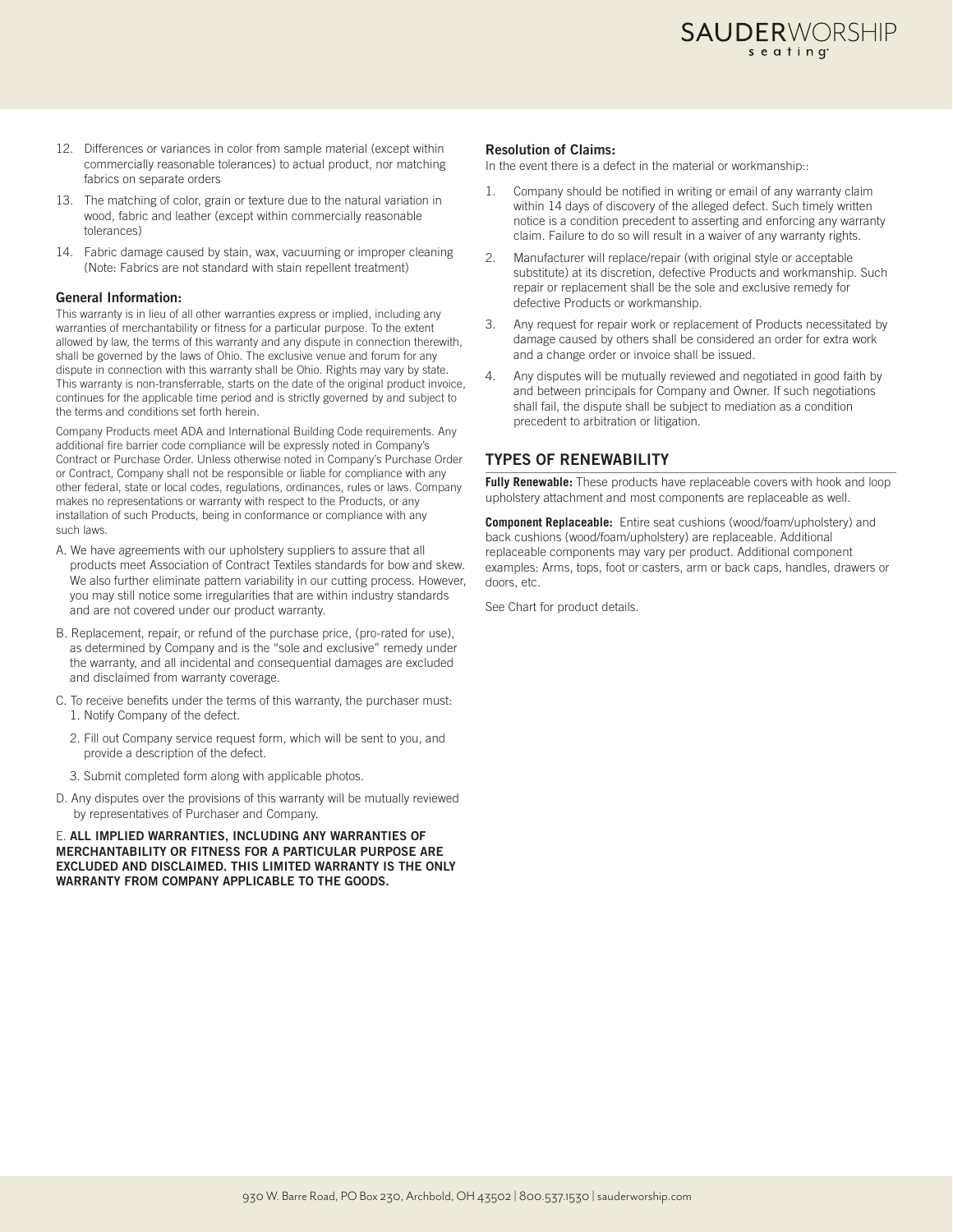12. Differences or variances in color from sample material (except within commercially reasonable tolerances) to actual product, nor matching fabrics on separate orders
13. The matching of color, grain or texture due to the natural variation in wood, fabric and leather (except within commercially reasonable tolerances)
14. Fabric damage caused by stain, wax, vacuuming or improper cleaning (Note: Fabrics are not standard with stain repellent treatment)

### General Information:

This warranty is in lieu of all other warranties express or implied, including any warranties of merchantability or fitness for a particular purpose. To the extent allowed by law, the terms of this warranty and any dispute in connection therewith, shall be governed by the laws of Ohio. The exclusive venue and forum for any dispute in connection with this warranty shall be Ohio. Rights may vary by state. This warranty is non-transferrable, starts on the date of the original product invoice, continues for the applicable time period and is strictly governed by and subject to the terms and conditions set forth herein.

Company Products meet ADA and International Building Code requirements. Any additional fire barrier code compliance will be expressly noted in Company's Contract or Purchase Order. Unless otherwise noted in Company's Purchase Order or Contract, Company shall not be responsible or liable for compliance with any other federal, state or local codes, regulations, ordinances, rules or laws. Company makes no representations or warranty with respect to the Products, or any installation of such Products, being in conformance or compliance with any such laws.

A. We have agreements with our upholstery suppliers to assure that all products meet Association of Contract Textiles standards for bow and skew. We also further eliminate pattern variability in our cutting process. However, you may still notice some irregularities that are within industry standards and are not covered under our product warranty.

B. Replacement, repair, or refund of the purchase price, (pro-rated for use), as determined by Company and is the "sole and exclusive" remedy under the warranty, and all incidental and consequential damages are excluded and disclaimed from warranty coverage.

C. To receive benefits under the terms of this warranty, the purchaser must:
   1. Notify Company of the defect.
   2. Fill out Company service request form, which will be sent to you, and provide a description of the defect.
   3. Submit completed form along with applicable photos.

D. Any disputes over the provisions of this warranty will be mutually reviewed by representatives of Purchaser and Company.

E. **ALL IMPLIED WARRANTIES, INCLUDING ANY WARRANTIES OF MERCHANTABILITY OR FITNESS FOR A PARTICULAR PURPOSE ARE EXCLUDED AND DISCLAIMED. THIS LIMITED WARRANTY IS THE ONLY WARRANTY FROM COMPANY APPLICABLE TO THE GOODS.**

### Resolution of Claims:

In the event there is a defect in the material or workmanship::

1. Company should be notified in writing or email of any warranty claim within 14 days of discovery of the alleged defect. Such timely written notice is a condition precedent to asserting and enforcing any warranty claim. Failure to do so will result in a waiver of any warranty rights.
2. Manufacturer will replace/repair (with original style or acceptable substitute) at its discretion, defective Products and workmanship. Such repair or replacement shall be the sole and exclusive remedy for defective Products or workmanship.
3. Any request for repair work or replacement of Products necessitated by damage caused by others shall be considered an order for extra work and a change order or invoice shall be issued.
4. Any disputes will be mutually reviewed and negotiated in good faith by and between principals for Company and Owner. If such negotiations shall fail, the dispute shall be subject to mediation as a condition precedent to arbitration or litigation.

## TYPES OF RENEWABILITY

**Fully Renewable:** These products have replaceable covers with hook and loop upholstery attachment and most components are replaceable as well.

**Component Replaceable:** Entire seat cushions (wood/foam/upholstery) and back cushions (wood/foam/upholstery) are replaceable. Additional replaceable components may vary per product. Additional component examples: Arms, tops, foot or casters, arm or back caps, handles, drawers or doors, etc.

See Chart for product details.